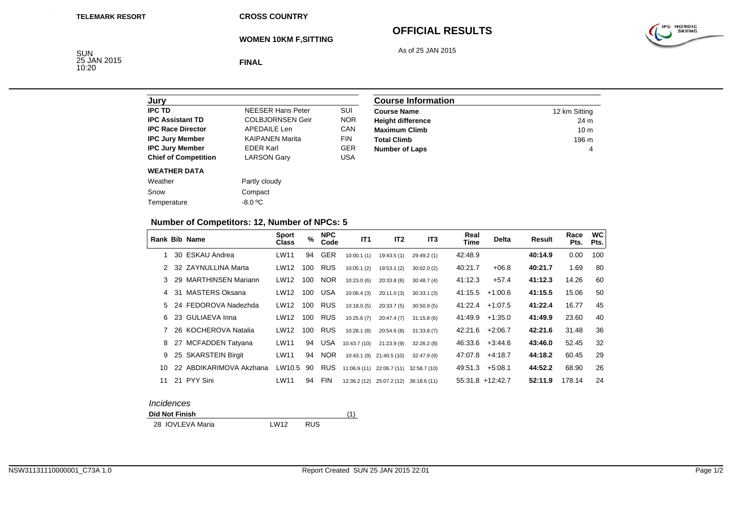TELEMARK RESORT

# CROSS COUNTRY

## WOMEN 10KM F,SITTING

## OFFICIAL RESULTS

As of 25 JAN 2015

SUN
25 JAN 2015
10:20

**FINAL**

| Jury | | |
|---|---|---|
| **IPC TD** | NEESER Hans Peter | SUI |
| **IPC Assistant TD** | COLBJORNSEN Geir | NOR |
| **IPC Race Director** | APEDAILE Len | CAN |
| **IPC Jury Member** | KAIPANEN Marita | FIN |
| **IPC Jury Member** | EDER Karl | GER |
| **Chief of Competition** | LARSON Gary | USA |

| Course Information | |
|---|---|
| **Course Name** | 12 km Sitting |
| **Height difference** | 24 m |
| **Maximum Climb** | 10 m |
| **Total Climb** | 196 m |
| **Number of Laps** | 4 |

**WEATHER DATA**

| | |
|---|---|
| Weather | Partly cloudy |
| Snow | Compact |
| Temperature | -8.0 ºC |

### Number of Competitors: 12, Number of NPCs: 5

| Rank | Bib | Name | Sport Class | % | NPC Code | IT1 | IT2 | IT3 | Real Time | Delta | Result | Race Pts. | WC Pts. |
|---|---|---|---|---|---|---|---|---|---|---|---|---|---|
| 1 | 30 | ESKAU Andrea | LW11 | 94 | GER | 10:00.1 (1) | 19:43.5 (1) | 29:49.2 (1) | 42:48.9 | | **40:14.9** | 0.00 | 100 |
| 2 | 32 | ZAYNULLINA Marta | LW12 | 100 | RUS | 10:05.1 (2) | 19:53.1 (2) | 30:02.0 (2) | 40:21.7 | +06.8 | **40:21.7** | 1.69 | 80 |
| 3 | 29 | MARTHINSEN Mariann | LW12 | 100 | NOR | 10:23.0 (6) | 20:33.8 (6) | 30:48.7 (4) | 41:12.3 | +57.4 | **41:12.3** | 14.26 | 60 |
| 4 | 31 | MASTERS Oksana | LW12 | 100 | USA | 10:06.4 (3) | 20:11.0 (3) | 30:33.1 (3) | 41:15.5 | +1:00.6 | **41:15.5** | 15.06 | 50 |
| 5 | 24 | FEDOROVA Nadezhda | LW12 | 100 | RUS | 10:18.0 (5) | 20:33.7 (5) | 30:50.9 (5) | 41:22.4 | +1:07.5 | **41:22.4** | 16.77 | 45 |
| 6 | 23 | GULIAEVA Irina | LW12 | 100 | RUS | 10:25.6 (7) | 20:47.4 (7) | 31:15.8 (6) | 41:49.9 | +1:35.0 | **41:49.9** | 23.60 | 40 |
| 7 | 26 | KOCHEROVA Natalia | LW12 | 100 | RUS | 10:28.1 (8) | 20:54.6 (8) | 31:33.8 (7) | 42:21.6 | +2:06.7 | **42:21.6** | 31.48 | 36 |
| 8 | 27 | MCFADDEN Tatyana | LW11 | 94 | USA | 10:43.7 (10) | 21:23.9 (9) | 32:26.2 (8) | 46:33.6 | +3:44.6 | **43:46.0** | 52.45 | 32 |
| 9 | 25 | SKARSTEIN Birgit | LW11 | 94 | NOR | 10:43.1 (9) | 21:40.5 (10) | 32:47.9 (9) | 47:07.8 | +4:18.7 | **44:18.2** | 60.45 | 29 |
| 10 | 22 | ABDIKARIMOVA Akzhana | LW10.5 | 90 | RUS | 11:06.9 (11) | 22:06.7 (11) | 32:58.7 (10) | 49:51.3 | +5:08.1 | **44:52.2** | 68.90 | 26 |
| 11 | 21 | PYY Sini | LW11 | 94 | FIN | 12:36.2 (12) | 25:07.2 (12) | 38:18.6 (11) | 55:31.8 | +12:42.7 | **52:11.9** | 178.14 | 24 |

*Incidences*

| **Did Not Finish** | | (1) |
|---|---|---|
| 28 IOVLEVA Maria | LW12 | RUS |

NSW31131110000001_C73A 1.0 Report Created SUN 25 JAN 2015 22:01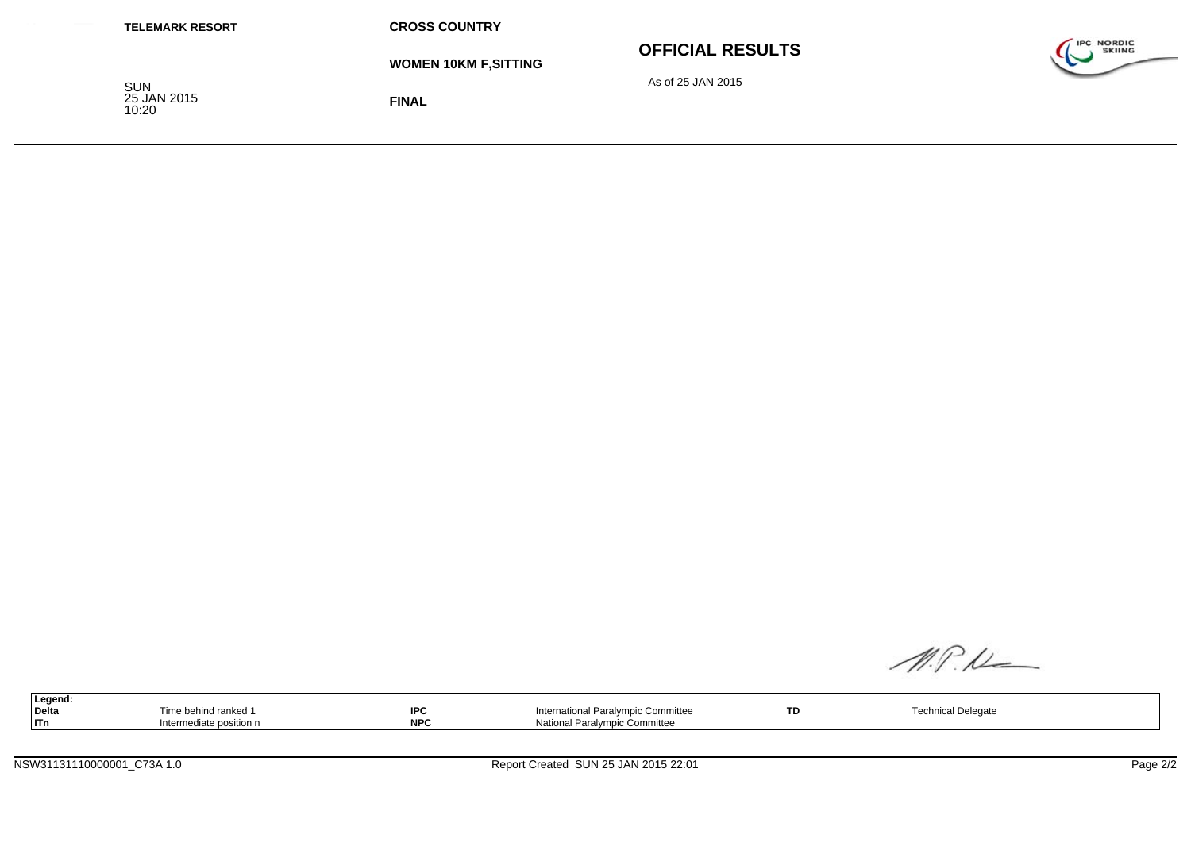**TELEMARK RESORT**

SUN
25 JAN 2015
10:20

**CROSS COUNTRY**

**WOMEN 10KM F,SITTING**

**FINAL**

## OFFICIAL RESULTS

As of 25 JAN 2015

| Legend: | | | | | |
|---|---|---|---|---|---|
| **Delta** | Time behind ranked 1 | **IPC** | International Paralympic Committee | **TD** | Technical Delegate |
| **ITn** | Intermediate position n | **NPC** | National Paralympic Committee | | |

NSW31131110000001_C73A 1.0

Report Created SUN 25 JAN 2015 22:01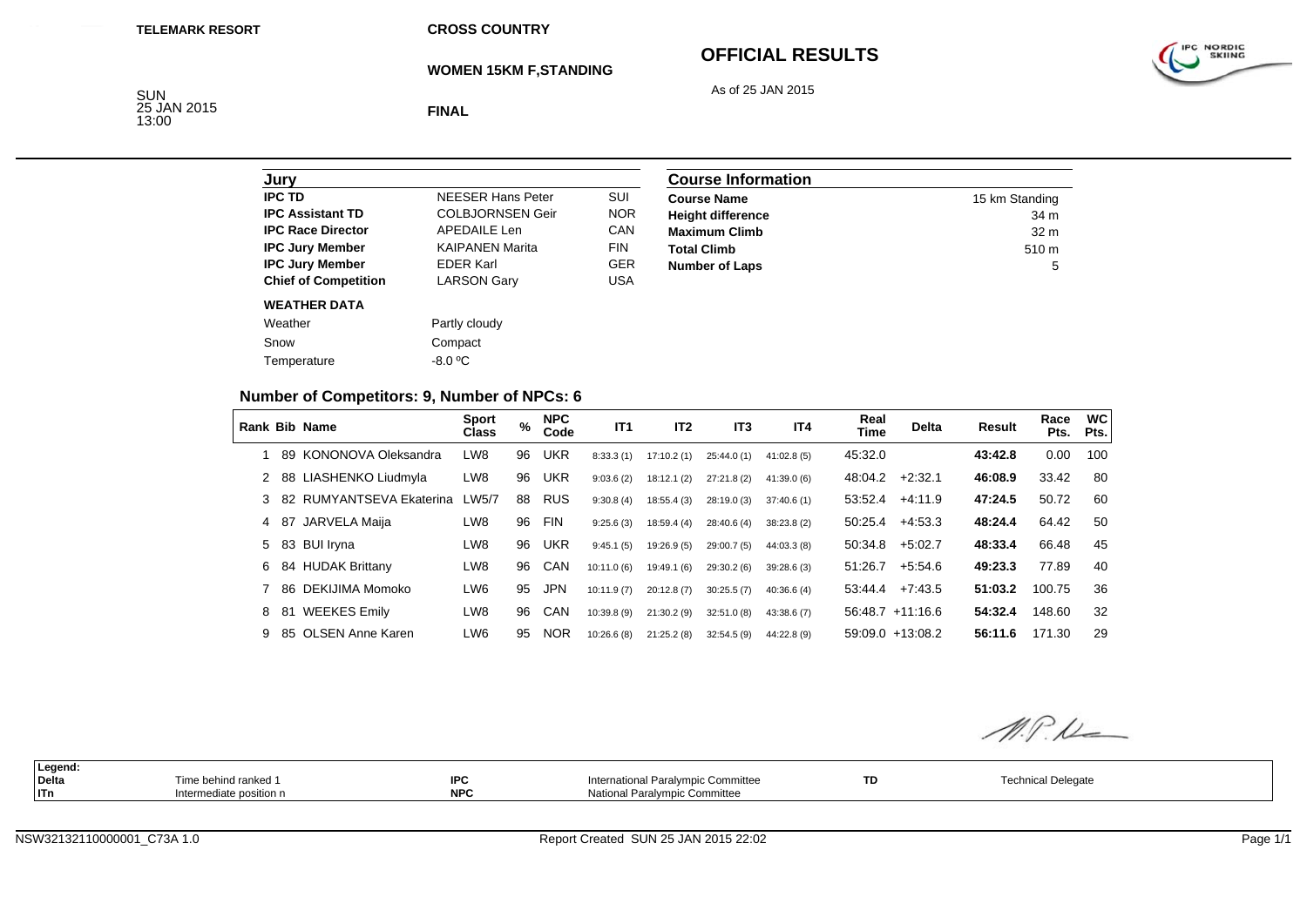TELEMARK RESORT

**CROSS COUNTRY**

**WOMEN 15KM F,STANDING**

# OFFICIAL RESULTS

As of 25 JAN 2015

SUN
25 JAN 2015
13:00

**FINAL**

## Jury

| | | |
|---|---|---|
| **IPC TD** | NEESER Hans Peter | SUI |
| **IPC Assistant TD** | COLBJORNSEN Geir | NOR |
| **IPC Race Director** | APEDAILE Len | CAN |
| **IPC Jury Member** | KAIPANEN Marita | FIN |
| **IPC Jury Member** | EDER Karl | GER |
| **Chief of Competition** | LARSON Gary | USA |

**WEATHER DATA**

| | |
|---|---|
| Weather | Partly cloudy |
| Snow | Compact |
| Temperature | -8.0 ºC |

## Course Information

| | |
|---|---|
| **Course Name** | 15 km Standing |
| **Height difference** | 34 m |
| **Maximum Climb** | 32 m |
| **Total Climb** | 510 m |
| **Number of Laps** | 5 |

### Number of Competitors: 9, Number of NPCs: 6

| Rank | Bib | Name | Sport Class | % | NPC Code | IT1 | IT2 | IT3 | IT4 | Real Time | Delta | Result | Race Pts. | WC Pts. |
|---|---|---|---|---|---|---|---|---|---|---|---|---|---|---|
| 1 | 89 | KONONOVA Oleksandra | LW8 | 96 | UKR | 8:33.3 (1) | 17:10.2 (1) | 25:44.0 (1) | 41:02.8 (5) | 45:32.0 | | **43:42.8** | 0.00 | 100 |
| 2 | 88 | LIASHENKO Liudmyla | LW8 | 96 | UKR | 9:03.6 (2) | 18:12.1 (2) | 27:21.8 (2) | 41:39.0 (6) | 48:04.2 | +2:32.1 | **46:08.9** | 33.42 | 80 |
| 3 | 82 | RUMYANTSEVA Ekaterina | LW5/7 | 88 | RUS | 9:30.8 (4) | 18:55.4 (3) | 28:19.0 (3) | 37:40.6 (1) | 53:52.4 | +4:11.9 | **47:24.5** | 50.72 | 60 |
| 4 | 87 | JARVELA Maija | LW8 | 96 | FIN | 9:25.6 (3) | 18:59.4 (4) | 28:40.6 (4) | 38:23.8 (2) | 50:25.4 | +4:53.3 | **48:24.4** | 64.42 | 50 |
| 5 | 83 | BUI Iryna | LW8 | 96 | UKR | 9:45.1 (5) | 19:26.9 (5) | 29:00.7 (5) | 44:03.3 (8) | 50:34.8 | +5:02.7 | **48:33.4** | 66.48 | 45 |
| 6 | 84 | HUDAK Brittany | LW8 | 96 | CAN | 10:11.0 (6) | 19:49.1 (6) | 29:30.2 (6) | 39:28.6 (3) | 51:26.7 | +5:54.6 | **49:23.3** | 77.89 | 40 |
| 7 | 86 | DEKIJIMA Momoko | LW6 | 95 | JPN | 10:11.9 (7) | 20:12.8 (7) | 30:25.5 (7) | 40:36.6 (4) | 53:44.4 | +7:43.5 | **51:03.2** | 100.75 | 36 |
| 8 | 81 | WEEKES Emily | LW8 | 96 | CAN | 10:39.8 (9) | 21:30.2 (9) | 32:51.0 (8) | 43:38.6 (7) | 56:48.7 | +11:16.6 | **54:32.4** | 148.60 | 32 |
| 9 | 85 | OLSEN Anne Karen | LW6 | 95 | NOR | 10:26.6 (8) | 21:25.2 (8) | 32:54.5 (9) | 44:22.8 (9) | 59:09.0 | +13:08.2 | **56:11.6** | 171.30 | 29 |

| Legend: | | | | | |
|---|---|---|---|---|---|
| **Delta** | Time behind ranked 1 | **IPC** | International Paralympic Committee | **TD** | Technical Delegate |
| **ITn** | Intermediate position n | **NPC** | National Paralympic Committee | | |

NSW32132110000001_C73A 1.0 — Report Created SUN 25 JAN 2015 22:02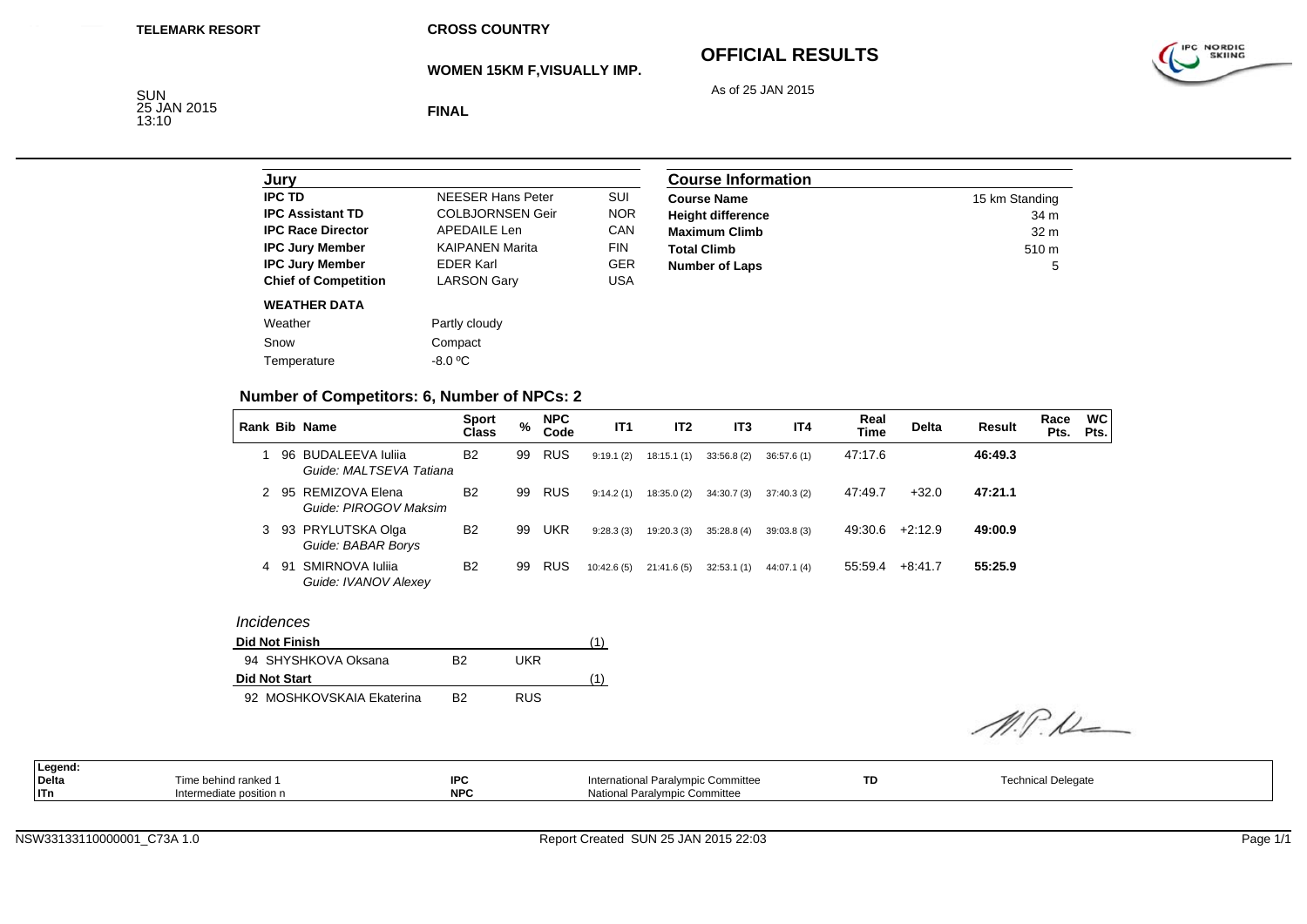TELEMARK RESORT

CROSS COUNTRY

# WOMEN 15KM F,VISUALLY IMP.

## OFFICIAL RESULTS

As of 25 JAN 2015

SUN
25 JAN 2015
13:10

FINAL

### Jury

| | | |
|---|---|---|
| **IPC TD** | NEESER Hans Peter | SUI |
| **IPC Assistant TD** | COLBJORNSEN Geir | NOR |
| **IPC Race Director** | APEDAILE Len | CAN |
| **IPC Jury Member** | KAIPANEN Marita | FIN |
| **IPC Jury Member** | EDER Karl | GER |
| **Chief of Competition** | LARSON Gary | USA |

**WEATHER DATA**

| | |
|---|---|
| Weather | Partly cloudy |
| Snow | Compact |
| Temperature | -8.0 ºC |

### Course Information

| | |
|---|---|
| **Course Name** | 15 km Standing |
| **Height difference** | 34 m |
| **Maximum Climb** | 32 m |
| **Total Climb** | 510 m |
| **Number of Laps** | 5 |

### Number of Competitors: 6, Number of NPCs: 2

| Rank | Bib | Name | Sport Class | % | NPC Code | IT1 | IT2 | IT3 | IT4 | Real Time | Delta | Result | Race Pts. | WC Pts. |
|---|---|---|---|---|---|---|---|---|---|---|---|---|---|---|
| 1 | 96 | BUDALEEVA Iuliia<br>*Guide: MALTSEVA Tatiana* | B2 | 99 | RUS | 9:19.1 (2) | 18:15.1 (1) | 33:56.8 (2) | 36:57.6 (1) | 47:17.6 | | 46:49.3 | | |
| 2 | 95 | REMIZOVA Elena<br>*Guide: PIROGOV Maksim* | B2 | 99 | RUS | 9:14.2 (1) | 18:35.0 (2) | 34:30.7 (3) | 37:40.3 (2) | 47:49.7 | +32.0 | 47:21.1 | | |
| 3 | 93 | PRYLUTSKA Olga<br>*Guide: BABAR Borys* | B2 | 99 | UKR | 9:28.3 (3) | 19:20.3 (3) | 35:28.8 (4) | 39:03.8 (3) | 49:30.6 | +2:12.9 | 49:00.9 | | |
| 4 | 91 | SMIRNOVA Iuliia<br>*Guide: IVANOV Alexey* | B2 | 99 | RUS | 10:42.6 (5) | 21:41.6 (5) | 32:53.1 (1) | 44:07.1 (4) | 55:59.4 | +8:41.7 | 55:25.9 | | |

*Incidences*

| | | | |
|---|---|---|---|
| **Did Not Finish** | | | (1) |
| 94 SHYSHKOVA Oksana | B2 | UKR | |
| **Did Not Start** | | | (1) |
| 92 MOSHKOVSKAIA Ekaterina | B2 | RUS | |

Legend:

| | | | | | |
|---|---|---|---|---|---|
| **Delta** | Time behind ranked 1 | **IPC** | International Paralympic Committee | **TD** | Technical Delegate |
| **ITn** | Intermediate position n | **NPC** | National Paralympic Committee | | |

NSW33133110000001_C73A 1.0

Report Created SUN 25 JAN 2015 22:03